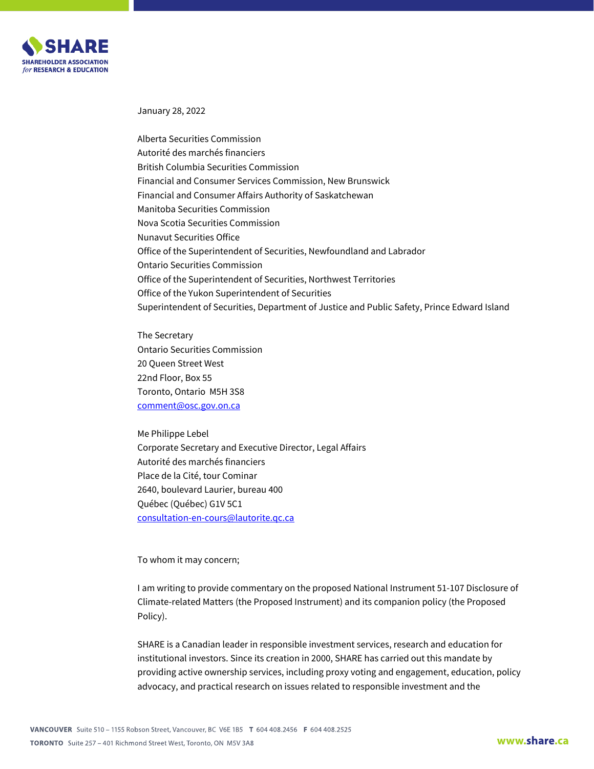January 28, 2022

Alberta Securities Commission
Autorité des marchés financiers
British Columbia Securities Commission
Financial and Consumer Services Commission, New Brunswick
Financial and Consumer Affairs Authority of Saskatchewan
Manitoba Securities Commission
Nova Scotia Securities Commission
Nunavut Securities Office
Office of the Superintendent of Securities, Newfoundland and Labrador
Ontario Securities Commission
Office of the Superintendent of Securities, Northwest Territories
Office of the Yukon Superintendent of Securities
Superintendent of Securities, Department of Justice and Public Safety, Prince Edward Island

The Secretary
Ontario Securities Commission
20 Queen Street West
22nd Floor, Box 55
Toronto, Ontario M5H 3S8
comment@osc.gov.on.ca

Me Philippe Lebel
Corporate Secretary and Executive Director, Legal Affairs
Autorité des marchés financiers
Place de la Cité, tour Cominar
2640, boulevard Laurier, bureau 400
Québec (Québec) G1V 5C1
consultation-en-cours@lautorite.qc.ca

To whom it may concern;

I am writing to provide commentary on the proposed National Instrument 51-107 Disclosure of Climate-related Matters (the Proposed Instrument) and its companion policy (the Proposed Policy).

SHARE is a Canadian leader in responsible investment services, research and education for institutional investors. Since its creation in 2000, SHARE has carried out this mandate by providing active ownership services, including proxy voting and engagement, education, policy advocacy, and practical research on issues related to responsible investment and the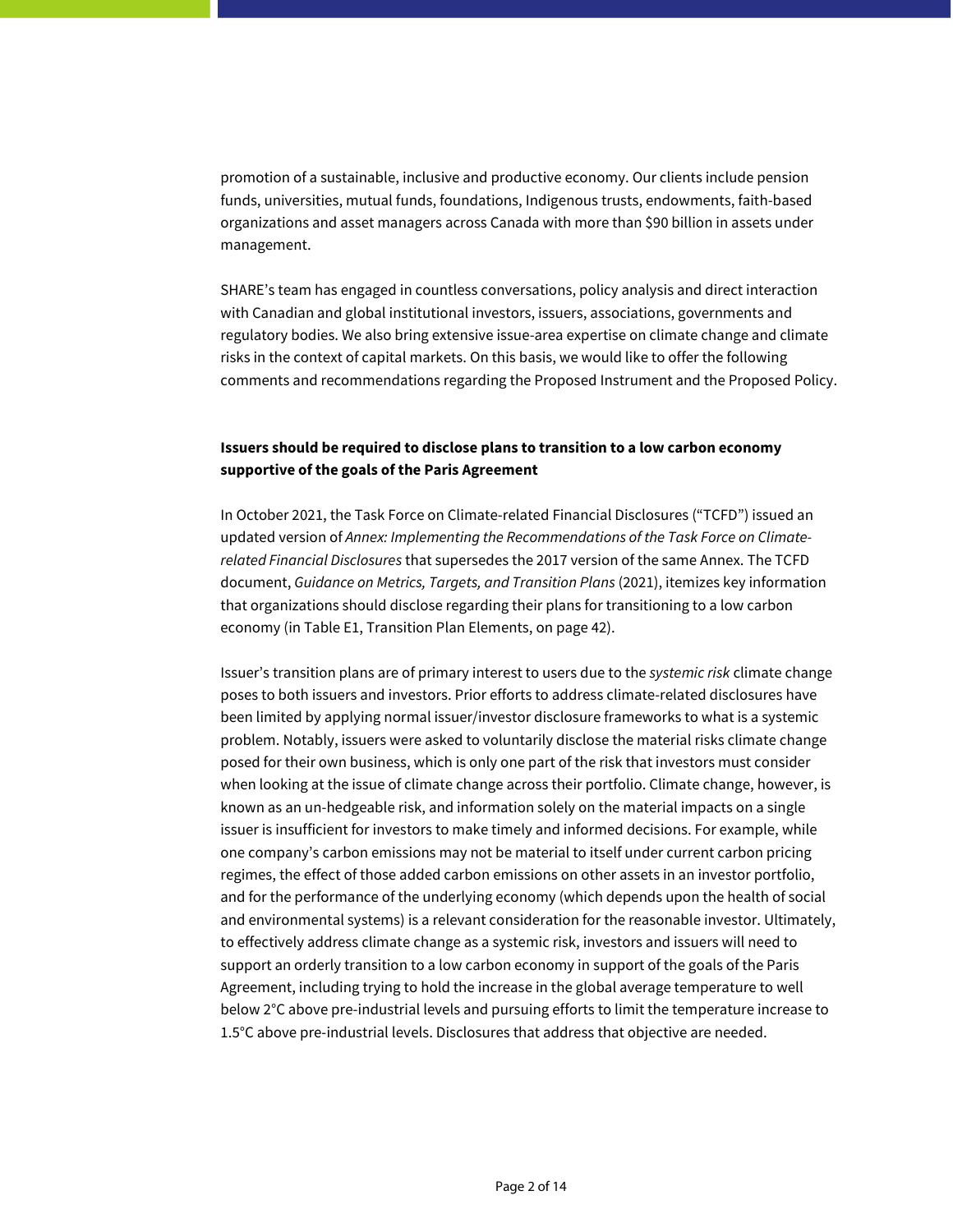promotion of a sustainable, inclusive and productive economy. Our clients include pension funds, universities, mutual funds, foundations, Indigenous trusts, endowments, faith-based organizations and asset managers across Canada with more than $90 billion in assets under management.

SHARE's team has engaged in countless conversations, policy analysis and direct interaction with Canadian and global institutional investors, issuers, associations, governments and regulatory bodies. We also bring extensive issue-area expertise on climate change and climate risks in the context of capital markets. On this basis, we would like to offer the following comments and recommendations regarding the Proposed Instrument and the Proposed Policy.

**Issuers should be required to disclose plans to transition to a low carbon economy supportive of the goals of the Paris Agreement**

In October 2021, the Task Force on Climate-related Financial Disclosures ("TCFD") issued an updated version of *Annex: Implementing the Recommendations of the Task Force on Climate-related Financial Disclosures* that supersedes the 2017 version of the same Annex. The TCFD document, *Guidance on Metrics, Targets, and Transition Plans* (2021), itemizes key information that organizations should disclose regarding their plans for transitioning to a low carbon economy (in Table E1, Transition Plan Elements, on page 42).

Issuer's transition plans are of primary interest to users due to the *systemic risk* climate change poses to both issuers and investors. Prior efforts to address climate-related disclosures have been limited by applying normal issuer/investor disclosure frameworks to what is a systemic problem. Notably, issuers were asked to voluntarily disclose the material risks climate change posed for their own business, which is only one part of the risk that investors must consider when looking at the issue of climate change across their portfolio. Climate change, however, is known as an un-hedgeable risk, and information solely on the material impacts on a single issuer is insufficient for investors to make timely and informed decisions. For example, while one company's carbon emissions may not be material to itself under current carbon pricing regimes, the effect of those added carbon emissions on other assets in an investor portfolio, and for the performance of the underlying economy (which depends upon the health of social and environmental systems) is a relevant consideration for the reasonable investor. Ultimately, to effectively address climate change as a systemic risk, investors and issuers will need to support an orderly transition to a low carbon economy in support of the goals of the Paris Agreement, including trying to hold the increase in the global average temperature to well below 2°C above pre-industrial levels and pursuing efforts to limit the temperature increase to 1.5°C above pre-industrial levels. Disclosures that address that objective are needed.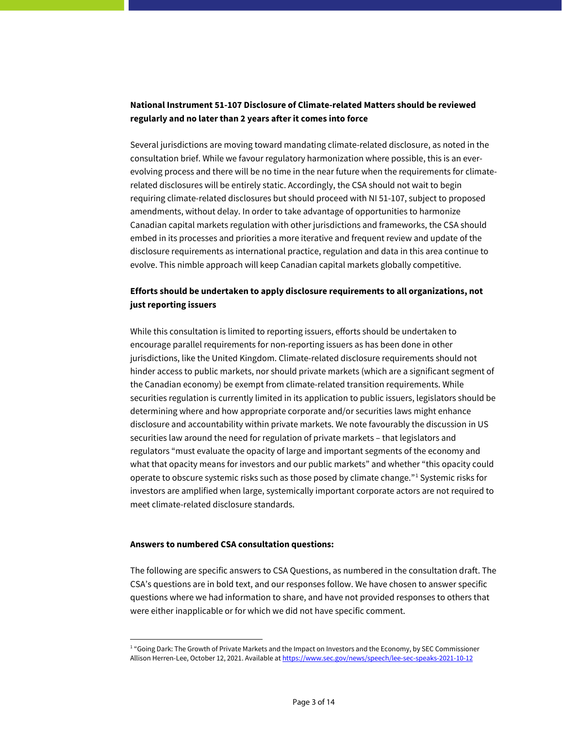**National Instrument 51-107 Disclosure of Climate-related Matters should be reviewed regularly and no later than 2 years after it comes into force**

Several jurisdictions are moving toward mandating climate-related disclosure, as noted in the consultation brief. While we favour regulatory harmonization where possible, this is an ever-evolving process and there will be no time in the near future when the requirements for climate-related disclosures will be entirely static. Accordingly, the CSA should not wait to begin requiring climate-related disclosures but should proceed with NI 51-107, subject to proposed amendments, without delay. In order to take advantage of opportunities to harmonize Canadian capital markets regulation with other jurisdictions and frameworks, the CSA should embed in its processes and priorities a more iterative and frequent review and update of the disclosure requirements as international practice, regulation and data in this area continue to evolve. This nimble approach will keep Canadian capital markets globally competitive.

**Efforts should be undertaken to apply disclosure requirements to all organizations, not just reporting issuers**

While this consultation is limited to reporting issuers, efforts should be undertaken to encourage parallel requirements for non-reporting issuers as has been done in other jurisdictions, like the United Kingdom. Climate-related disclosure requirements should not hinder access to public markets, nor should private markets (which are a significant segment of the Canadian economy) be exempt from climate-related transition requirements. While securities regulation is currently limited in its application to public issuers, legislators should be determining where and how appropriate corporate and/or securities laws might enhance disclosure and accountability within private markets. We note favourably the discussion in US securities law around the need for regulation of private markets – that legislators and regulators "must evaluate the opacity of large and important segments of the economy and what that opacity means for investors and our public markets" and whether "this opacity could operate to obscure systemic risks such as those posed by climate change."[1] Systemic risks for investors are amplified when large, systemically important corporate actors are not required to meet climate-related disclosure standards.

**Answers to numbered CSA consultation questions:**

The following are specific answers to CSA Questions, as numbered in the consultation draft. The CSA's questions are in bold text, and our responses follow. We have chosen to answer specific questions where we had information to share, and have not provided responses to others that were either inapplicable or for which we did not have specific comment.

---

[1] "Going Dark: The Growth of Private Markets and the Impact on Investors and the Economy, by SEC Commissioner Allison Herren-Lee, October 12, 2021. Available at https://www.sec.gov/news/speech/lee-sec-speaks-2021-10-12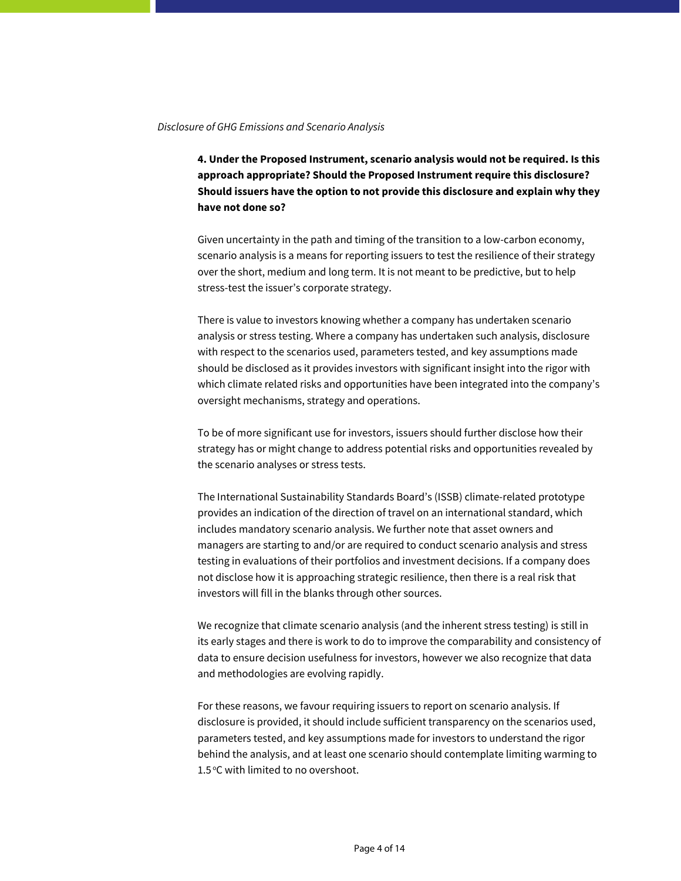*Disclosure of GHG Emissions and Scenario Analysis*

**4. Under the Proposed Instrument, scenario analysis would not be required. Is this approach appropriate? Should the Proposed Instrument require this disclosure? Should issuers have the option to not provide this disclosure and explain why they have not done so?**

Given uncertainty in the path and timing of the transition to a low-carbon economy, scenario analysis is a means for reporting issuers to test the resilience of their strategy over the short, medium and long term. It is not meant to be predictive, but to help stress-test the issuer's corporate strategy.

There is value to investors knowing whether a company has undertaken scenario analysis or stress testing. Where a company has undertaken such analysis, disclosure with respect to the scenarios used, parameters tested, and key assumptions made should be disclosed as it provides investors with significant insight into the rigor with which climate related risks and opportunities have been integrated into the company's oversight mechanisms, strategy and operations.

To be of more significant use for investors, issuers should further disclose how their strategy has or might change to address potential risks and opportunities revealed by the scenario analyses or stress tests.

The International Sustainability Standards Board's (ISSB) climate-related prototype provides an indication of the direction of travel on an international standard, which includes mandatory scenario analysis. We further note that asset owners and managers are starting to and/or are required to conduct scenario analysis and stress testing in evaluations of their portfolios and investment decisions. If a company does not disclose how it is approaching strategic resilience, then there is a real risk that investors will fill in the blanks through other sources.

We recognize that climate scenario analysis (and the inherent stress testing) is still in its early stages and there is work to do to improve the comparability and consistency of data to ensure decision usefulness for investors, however we also recognize that data and methodologies are evolving rapidly.

For these reasons, we favour requiring issuers to report on scenario analysis. If disclosure is provided, it should include sufficient transparency on the scenarios used, parameters tested, and key assumptions made for investors to understand the rigor behind the analysis, and at least one scenario should contemplate limiting warming to 1.5 $^{o}$C with limited to no overshoot.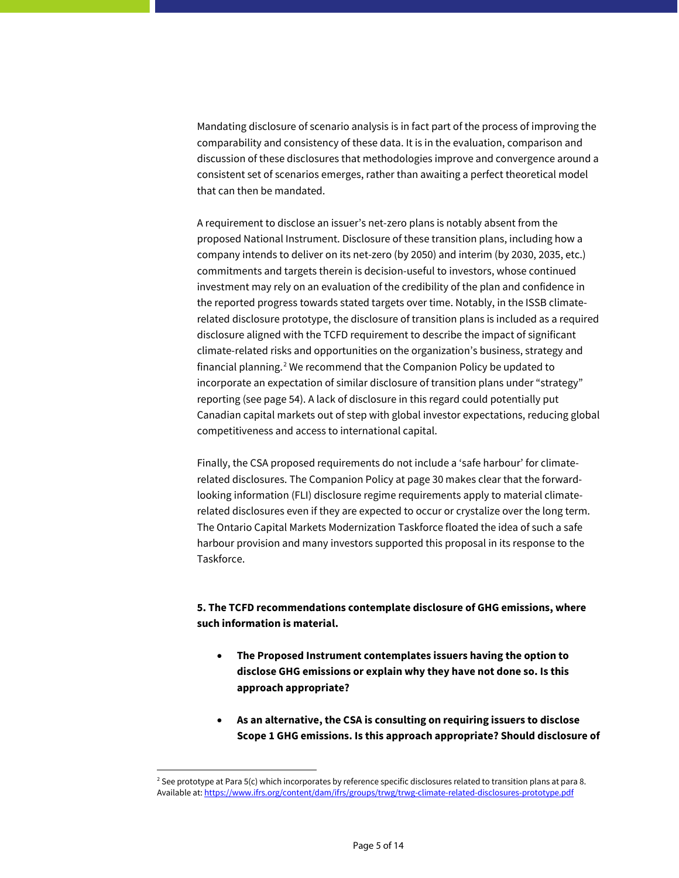Mandating disclosure of scenario analysis is in fact part of the process of improving the comparability and consistency of these data. It is in the evaluation, comparison and discussion of these disclosures that methodologies improve and convergence around a consistent set of scenarios emerges, rather than awaiting a perfect theoretical model that can then be mandated.

A requirement to disclose an issuer's net-zero plans is notably absent from the proposed National Instrument. Disclosure of these transition plans, including how a company intends to deliver on its net-zero (by 2050) and interim (by 2030, 2035, etc.) commitments and targets therein is decision-useful to investors, whose continued investment may rely on an evaluation of the credibility of the plan and confidence in the reported progress towards stated targets over time. Notably, in the ISSB climate-related disclosure prototype, the disclosure of transition plans is included as a required disclosure aligned with the TCFD requirement to describe the impact of significant climate-related risks and opportunities on the organization's business, strategy and financial planning.[2] We recommend that the Companion Policy be updated to incorporate an expectation of similar disclosure of transition plans under "strategy" reporting (see page 54). A lack of disclosure in this regard could potentially put Canadian capital markets out of step with global investor expectations, reducing global competitiveness and access to international capital.

Finally, the CSA proposed requirements do not include a 'safe harbour' for climate-related disclosures. The Companion Policy at page 30 makes clear that the forward-looking information (FLI) disclosure regime requirements apply to material climate-related disclosures even if they are expected to occur or crystalize over the long term. The Ontario Capital Markets Modernization Taskforce floated the idea of such a safe harbour provision and many investors supported this proposal in its response to the Taskforce.

**5. The TCFD recommendations contemplate disclosure of GHG emissions, where such information is material.**

- **The Proposed Instrument contemplates issuers having the option to disclose GHG emissions or explain why they have not done so. Is this approach appropriate?**
- **As an alternative, the CSA is consulting on requiring issuers to disclose Scope 1 GHG emissions. Is this approach appropriate? Should disclosure of**

---

[2] See prototype at Para 5(c) which incorporates by reference specific disclosures related to transition plans at para 8. Available at: https://www.ifrs.org/content/dam/ifrs/groups/trwg/trwg-climate-related-disclosures-prototype.pdf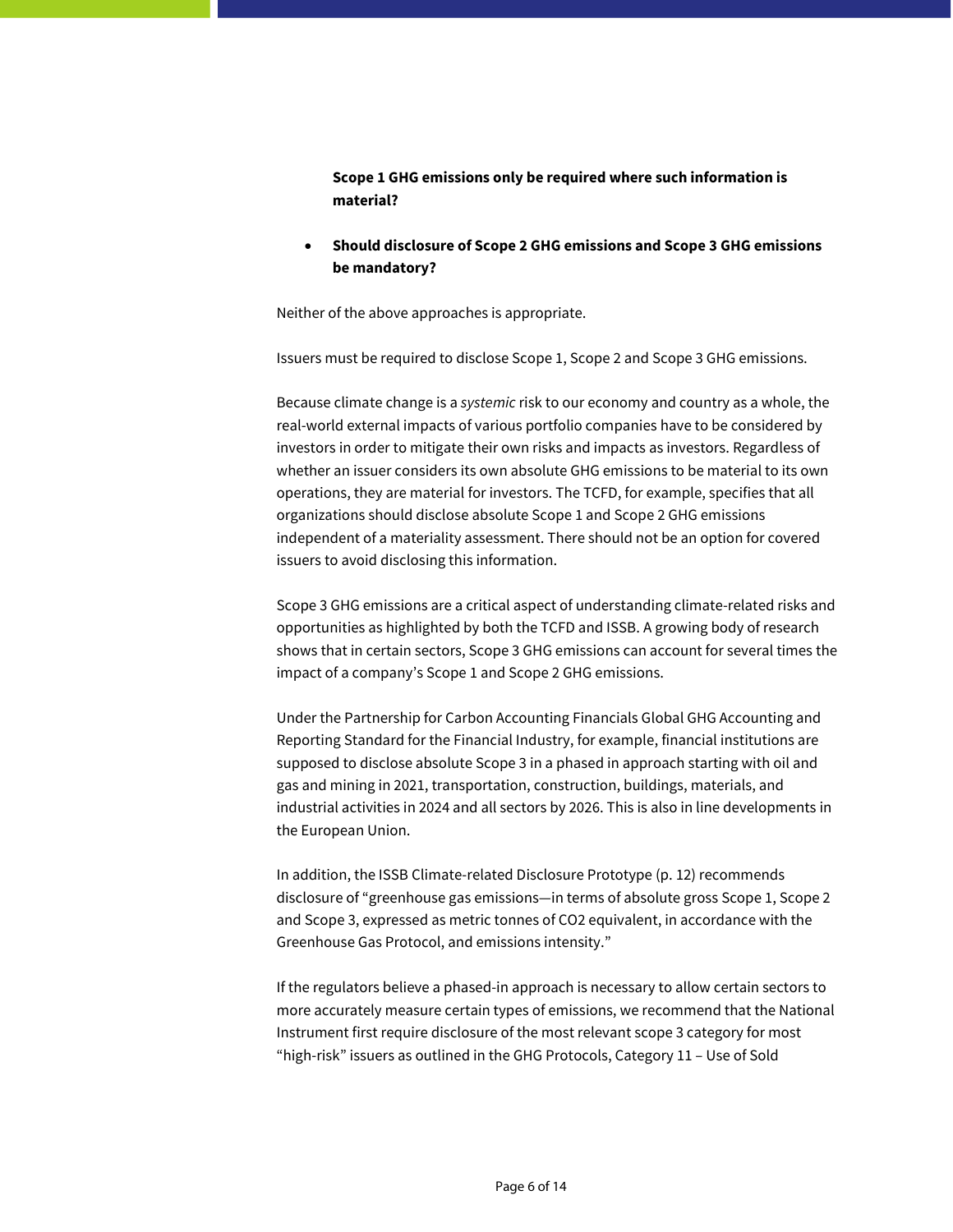**Scope 1 GHG emissions only be required where such information is material?**

- **Should disclosure of Scope 2 GHG emissions and Scope 3 GHG emissions be mandatory?**

Neither of the above approaches is appropriate.

Issuers must be required to disclose Scope 1, Scope 2 and Scope 3 GHG emissions.

Because climate change is a *systemic* risk to our economy and country as a whole, the real-world external impacts of various portfolio companies have to be considered by investors in order to mitigate their own risks and impacts as investors. Regardless of whether an issuer considers its own absolute GHG emissions to be material to its own operations, they are material for investors. The TCFD, for example, specifies that all organizations should disclose absolute Scope 1 and Scope 2 GHG emissions independent of a materiality assessment. There should not be an option for covered issuers to avoid disclosing this information.

Scope 3 GHG emissions are a critical aspect of understanding climate-related risks and opportunities as highlighted by both the TCFD and ISSB. A growing body of research shows that in certain sectors, Scope 3 GHG emissions can account for several times the impact of a company's Scope 1 and Scope 2 GHG emissions.

Under the Partnership for Carbon Accounting Financials Global GHG Accounting and Reporting Standard for the Financial Industry, for example, financial institutions are supposed to disclose absolute Scope 3 in a phased in approach starting with oil and gas and mining in 2021, transportation, construction, buildings, materials, and industrial activities in 2024 and all sectors by 2026. This is also in line developments in the European Union.

In addition, the ISSB Climate-related Disclosure Prototype (p. 12) recommends disclosure of "greenhouse gas emissions—in terms of absolute gross Scope 1, Scope 2 and Scope 3, expressed as metric tonnes of $CO_2$ equivalent, in accordance with the Greenhouse Gas Protocol, and emissions intensity."

If the regulators believe a phased-in approach is necessary to allow certain sectors to more accurately measure certain types of emissions, we recommend that the National Instrument first require disclosure of the most relevant scope 3 category for most "high-risk" issuers as outlined in the GHG Protocols, Category 11 – Use of Sold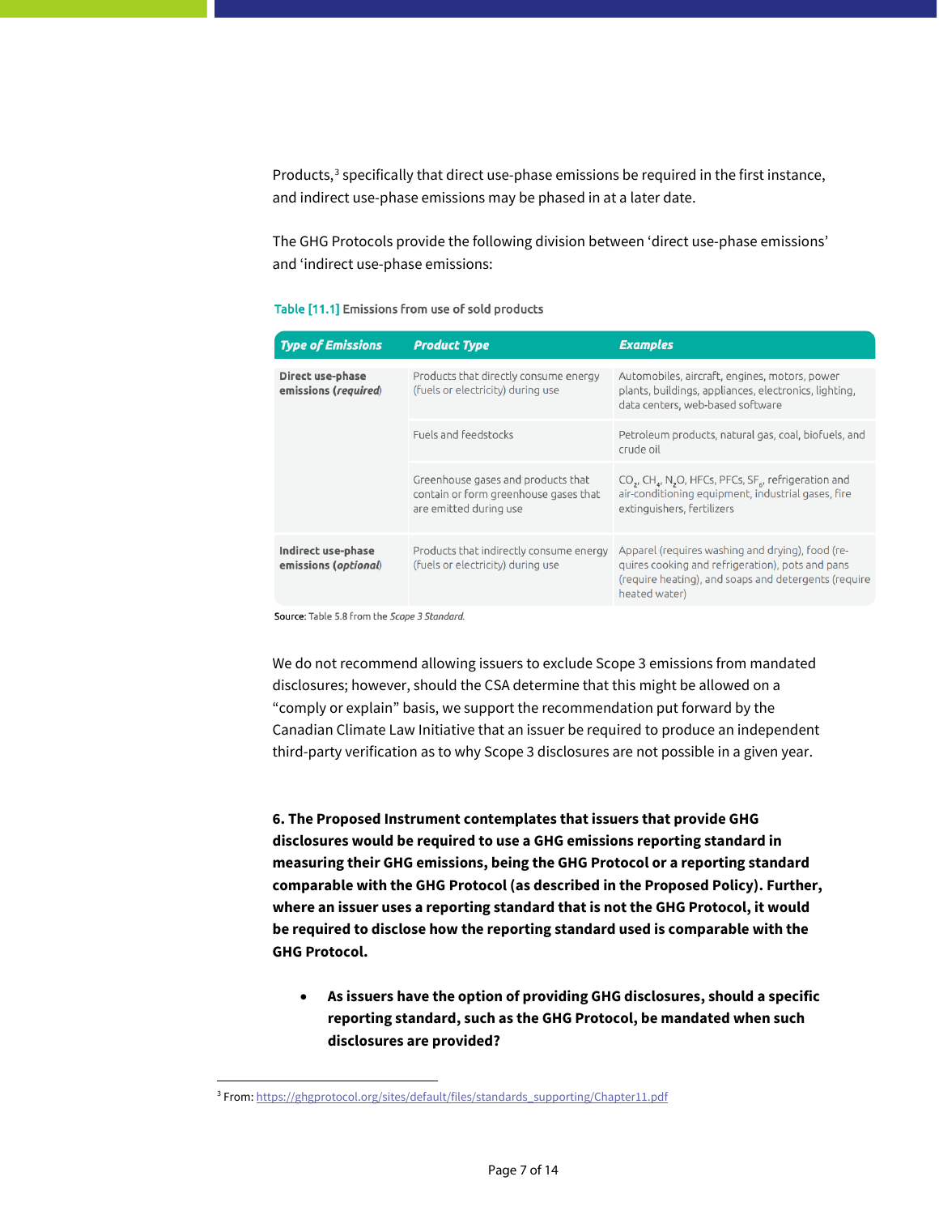Products,[3] specifically that direct use-phase emissions be required in the first instance, and indirect use-phase emissions may be phased in at a later date.

The GHG Protocols provide the following division between 'direct use-phase emissions' and 'indirect use-phase emissions:

**Table [11.1]** Emissions from use of sold products

| *Type of Emissions* | *Product Type* | *Examples* |
|---|---|---|
| **Direct use-phase emissions (*required*)** | Products that directly consume energy (fuels or electricity) during use | Automobiles, aircraft, engines, motors, power plants, buildings, appliances, electronics, lighting, data centers, web-based software |
| | Fuels and feedstocks | Petroleum products, natural gas, coal, biofuels, and crude oil |
| | Greenhouse gases and products that contain or form greenhouse gases that are emitted during use | $CO_2$, $CH_4$, $N_2O$, HFCs, PFCs, $SF_6$, refrigeration and air-conditioning equipment, industrial gases, fire extinguishers, fertilizers |
| **Indirect use-phase emissions (*optional*)** | Products that indirectly consume energy (fuels or electricity) during use | Apparel (requires washing and drying), food (requires cooking and refrigeration), pots and pans (require heating), and soaps and detergents (require heated water) |

Source: Table 5.8 from the *Scope 3 Standard.*

We do not recommend allowing issuers to exclude Scope 3 emissions from mandated disclosures; however, should the CSA determine that this might be allowed on a "comply or explain" basis, we support the recommendation put forward by the Canadian Climate Law Initiative that an issuer be required to produce an independent third-party verification as to why Scope 3 disclosures are not possible in a given year.

**6. The Proposed Instrument contemplates that issuers that provide GHG disclosures would be required to use a GHG emissions reporting standard in measuring their GHG emissions, being the GHG Protocol or a reporting standard comparable with the GHG Protocol (as described in the Proposed Policy). Further, where an issuer uses a reporting standard that is not the GHG Protocol, it would be required to disclose how the reporting standard used is comparable with the GHG Protocol.**

- **As issuers have the option of providing GHG disclosures, should a specific reporting standard, such as the GHG Protocol, be mandated when such disclosures are provided?**

[3] From: https://ghgprotocol.org/sites/default/files/standards_supporting/Chapter11.pdf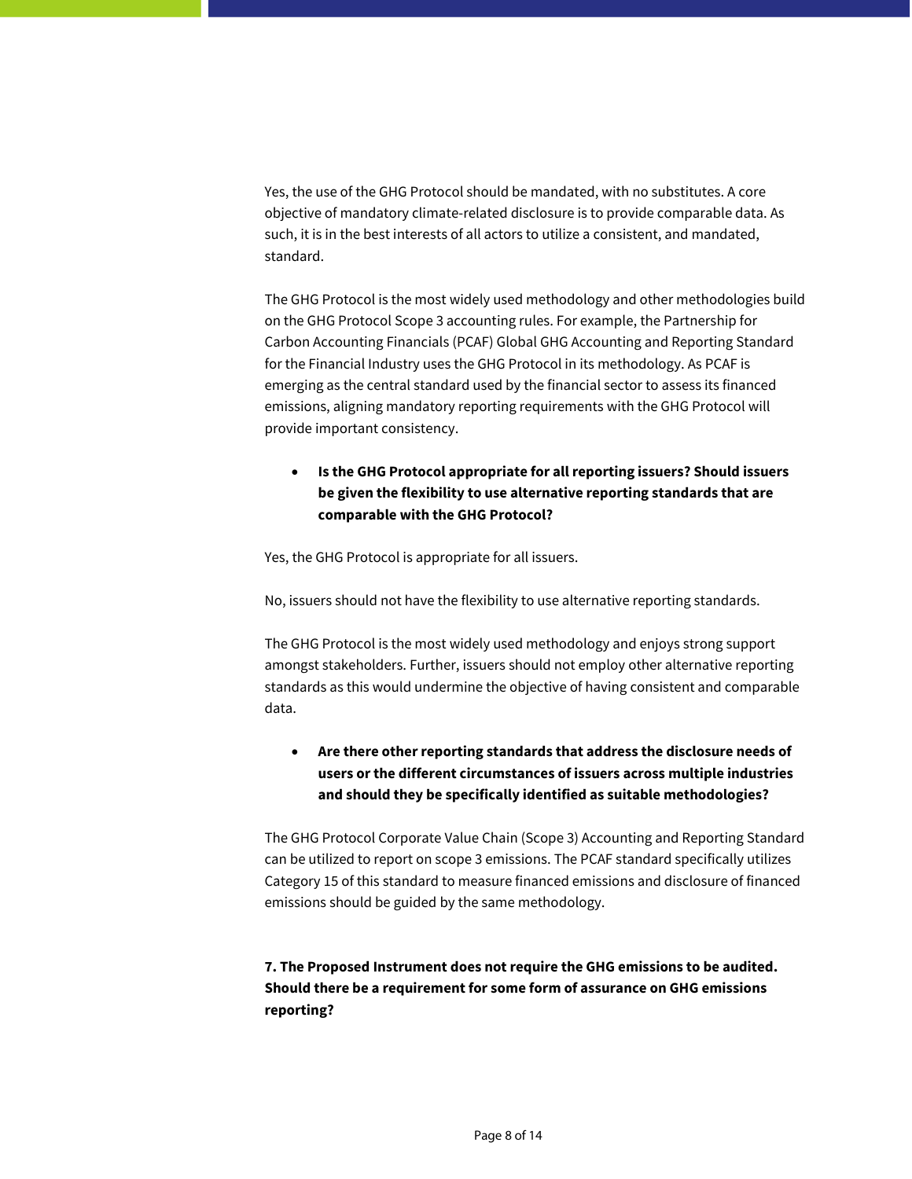Yes, the use of the GHG Protocol should be mandated, with no substitutes. A core objective of mandatory climate-related disclosure is to provide comparable data. As such, it is in the best interests of all actors to utilize a consistent, and mandated, standard.

The GHG Protocol is the most widely used methodology and other methodologies build on the GHG Protocol Scope 3 accounting rules. For example, the Partnership for Carbon Accounting Financials (PCAF) Global GHG Accounting and Reporting Standard for the Financial Industry uses the GHG Protocol in its methodology. As PCAF is emerging as the central standard used by the financial sector to assess its financed emissions, aligning mandatory reporting requirements with the GHG Protocol will provide important consistency.

- **Is the GHG Protocol appropriate for all reporting issuers? Should issuers be given the flexibility to use alternative reporting standards that are comparable with the GHG Protocol?**

Yes, the GHG Protocol is appropriate for all issuers.

No, issuers should not have the flexibility to use alternative reporting standards.

The GHG Protocol is the most widely used methodology and enjoys strong support amongst stakeholders. Further, issuers should not employ other alternative reporting standards as this would undermine the objective of having consistent and comparable data.

- **Are there other reporting standards that address the disclosure needs of users or the different circumstances of issuers across multiple industries and should they be specifically identified as suitable methodologies?**

The GHG Protocol Corporate Value Chain (Scope 3) Accounting and Reporting Standard can be utilized to report on scope 3 emissions. The PCAF standard specifically utilizes Category 15 of this standard to measure financed emissions and disclosure of financed emissions should be guided by the same methodology.

**7. The Proposed Instrument does not require the GHG emissions to be audited. Should there be a requirement for some form of assurance on GHG emissions reporting?**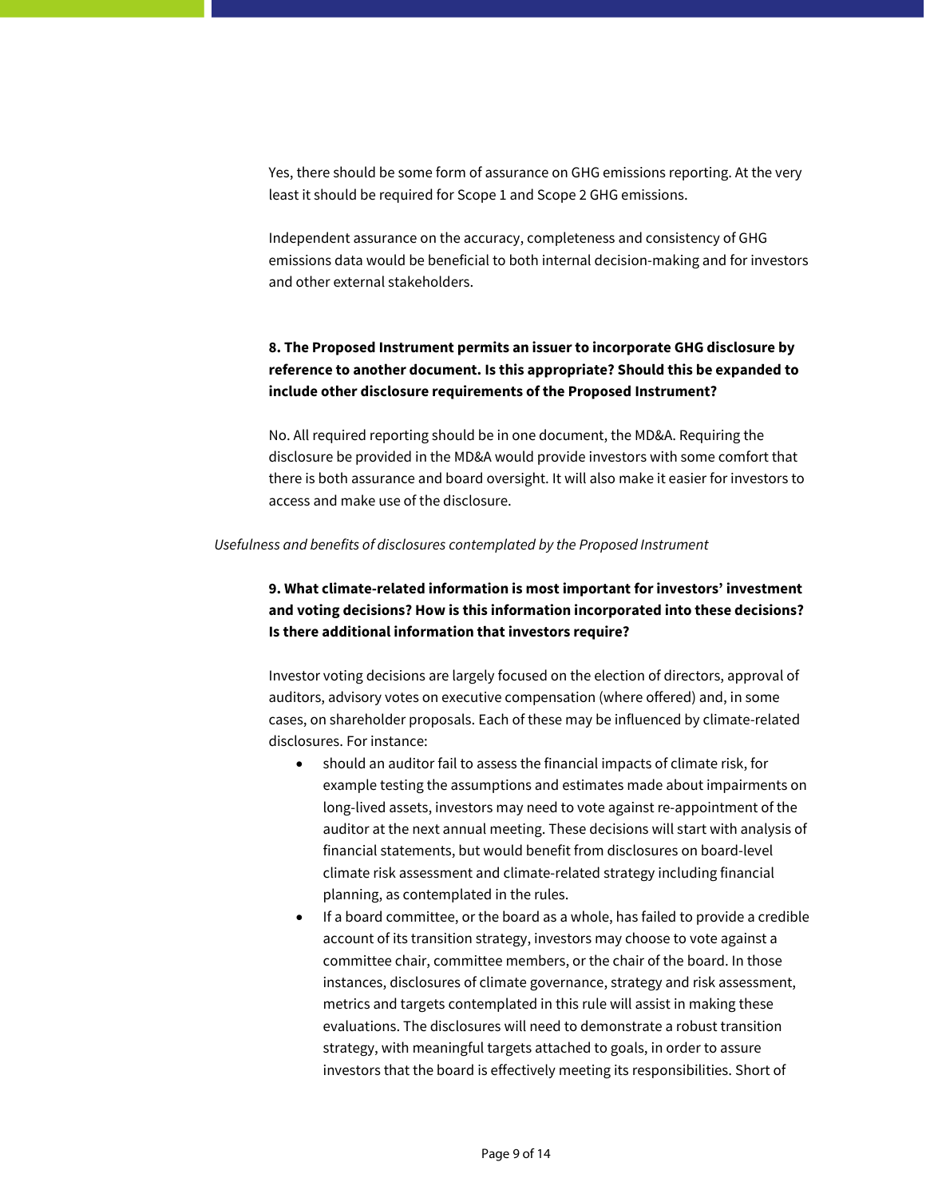Yes, there should be some form of assurance on GHG emissions reporting. At the very least it should be required for Scope 1 and Scope 2 GHG emissions.

Independent assurance on the accuracy, completeness and consistency of GHG emissions data would be beneficial to both internal decision-making and for investors and other external stakeholders.

**8. The Proposed Instrument permits an issuer to incorporate GHG disclosure by reference to another document. Is this appropriate? Should this be expanded to include other disclosure requirements of the Proposed Instrument?**

No. All required reporting should be in one document, the MD&A. Requiring the disclosure be provided in the MD&A would provide investors with some comfort that there is both assurance and board oversight. It will also make it easier for investors to access and make use of the disclosure.

*Usefulness and benefits of disclosures contemplated by the Proposed Instrument*

**9. What climate-related information is most important for investors' investment and voting decisions? How is this information incorporated into these decisions? Is there additional information that investors require?**

Investor voting decisions are largely focused on the election of directors, approval of auditors, advisory votes on executive compensation (where offered) and, in some cases, on shareholder proposals. Each of these may be influenced by climate-related disclosures. For instance:

- should an auditor fail to assess the financial impacts of climate risk, for example testing the assumptions and estimates made about impairments on long-lived assets, investors may need to vote against re-appointment of the auditor at the next annual meeting. These decisions will start with analysis of financial statements, but would benefit from disclosures on board-level climate risk assessment and climate-related strategy including financial planning, as contemplated in the rules.
- If a board committee, or the board as a whole, has failed to provide a credible account of its transition strategy, investors may choose to vote against a committee chair, committee members, or the chair of the board. In those instances, disclosures of climate governance, strategy and risk assessment, metrics and targets contemplated in this rule will assist in making these evaluations. The disclosures will need to demonstrate a robust transition strategy, with meaningful targets attached to goals, in order to assure investors that the board is effectively meeting its responsibilities. Short of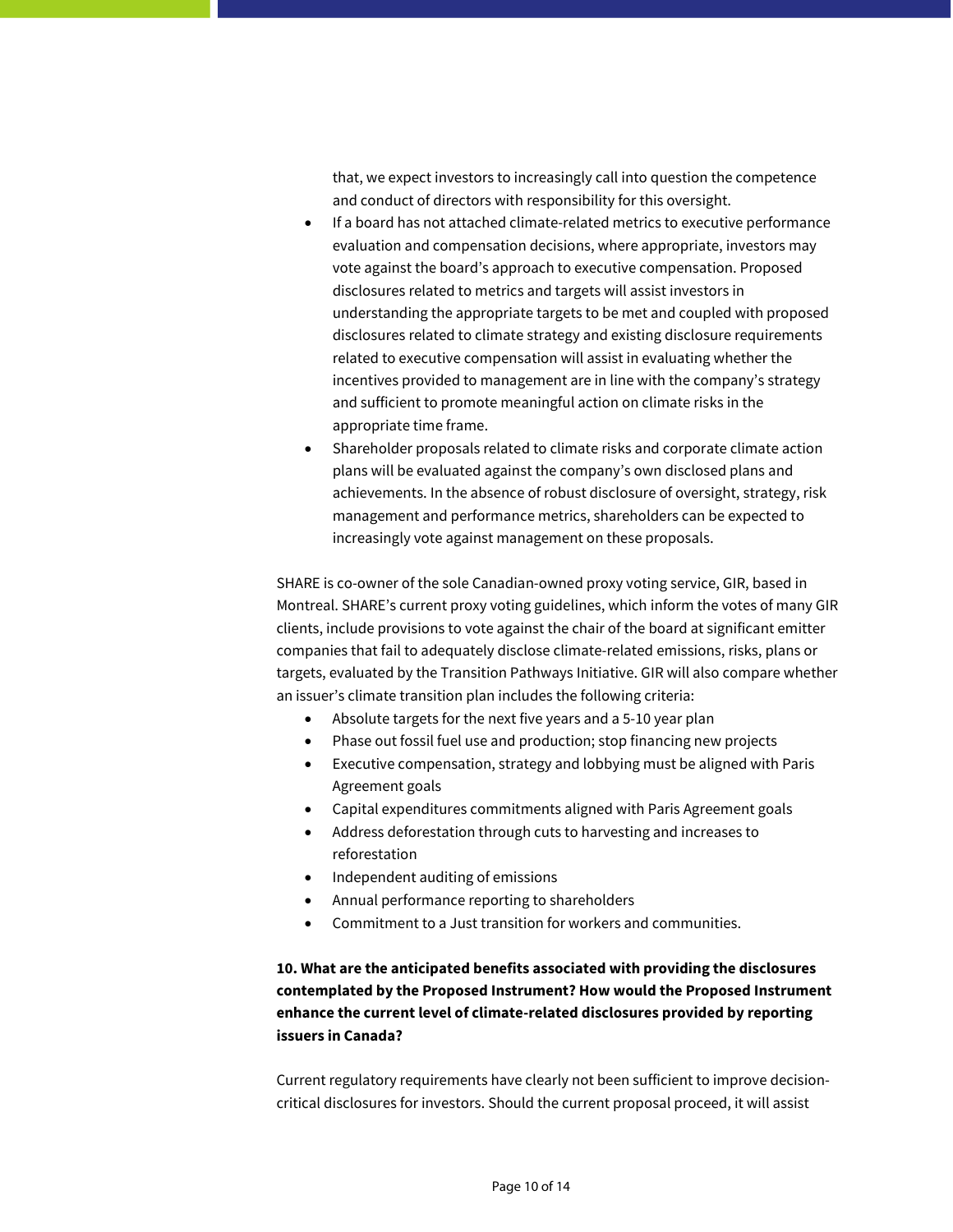that, we expect investors to increasingly call into question the competence and conduct of directors with responsibility for this oversight.

- If a board has not attached climate-related metrics to executive performance evaluation and compensation decisions, where appropriate, investors may vote against the board's approach to executive compensation. Proposed disclosures related to metrics and targets will assist investors in understanding the appropriate targets to be met and coupled with proposed disclosures related to climate strategy and existing disclosure requirements related to executive compensation will assist in evaluating whether the incentives provided to management are in line with the company's strategy and sufficient to promote meaningful action on climate risks in the appropriate time frame.
- Shareholder proposals related to climate risks and corporate climate action plans will be evaluated against the company's own disclosed plans and achievements. In the absence of robust disclosure of oversight, strategy, risk management and performance metrics, shareholders can be expected to increasingly vote against management on these proposals.

SHARE is co-owner of the sole Canadian-owned proxy voting service, GIR, based in Montreal. SHARE's current proxy voting guidelines, which inform the votes of many GIR clients, include provisions to vote against the chair of the board at significant emitter companies that fail to adequately disclose climate-related emissions, risks, plans or targets, evaluated by the Transition Pathways Initiative. GIR will also compare whether an issuer's climate transition plan includes the following criteria:

- Absolute targets for the next five years and a 5-10 year plan
- Phase out fossil fuel use and production; stop financing new projects
- Executive compensation, strategy and lobbying must be aligned with Paris Agreement goals
- Capital expenditures commitments aligned with Paris Agreement goals
- Address deforestation through cuts to harvesting and increases to reforestation
- Independent auditing of emissions
- Annual performance reporting to shareholders
- Commitment to a Just transition for workers and communities.

**10. What are the anticipated benefits associated with providing the disclosures contemplated by the Proposed Instrument? How would the Proposed Instrument enhance the current level of climate-related disclosures provided by reporting issuers in Canada?**

Current regulatory requirements have clearly not been sufficient to improve decision-critical disclosures for investors. Should the current proposal proceed, it will assist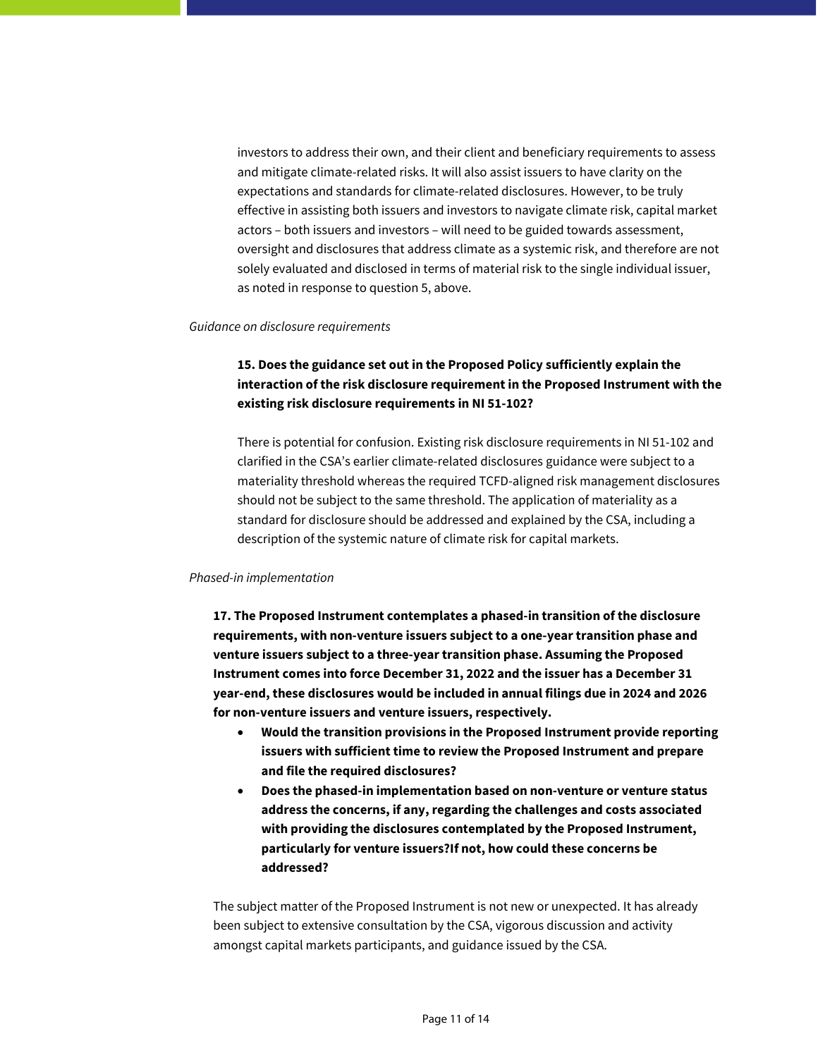investors to address their own, and their client and beneficiary requirements to assess and mitigate climate-related risks. It will also assist issuers to have clarity on the expectations and standards for climate-related disclosures. However, to be truly effective in assisting both issuers and investors to navigate climate risk, capital market actors – both issuers and investors – will need to be guided towards assessment, oversight and disclosures that address climate as a systemic risk, and therefore are not solely evaluated and disclosed in terms of material risk to the single individual issuer, as noted in response to question 5, above.

*Guidance on disclosure requirements*

**15. Does the guidance set out in the Proposed Policy sufficiently explain the interaction of the risk disclosure requirement in the Proposed Instrument with the existing risk disclosure requirements in NI 51-102?**

There is potential for confusion. Existing risk disclosure requirements in NI 51-102 and clarified in the CSA's earlier climate-related disclosures guidance were subject to a materiality threshold whereas the required TCFD-aligned risk management disclosures should not be subject to the same threshold. The application of materiality as a standard for disclosure should be addressed and explained by the CSA, including a description of the systemic nature of climate risk for capital markets.

*Phased-in implementation*

**17. The Proposed Instrument contemplates a phased-in transition of the disclosure requirements, with non-venture issuers subject to a one-year transition phase and venture issuers subject to a three-year transition phase. Assuming the Proposed Instrument comes into force December 31, 2022 and the issuer has a December 31 year-end, these disclosures would be included in annual filings due in 2024 and 2026 for non-venture issuers and venture issuers, respectively.**

- **Would the transition provisions in the Proposed Instrument provide reporting issuers with sufficient time to review the Proposed Instrument and prepare and file the required disclosures?**
- **Does the phased-in implementation based on non-venture or venture status address the concerns, if any, regarding the challenges and costs associated with providing the disclosures contemplated by the Proposed Instrument, particularly for venture issuers?If not, how could these concerns be addressed?**

The subject matter of the Proposed Instrument is not new or unexpected. It has already been subject to extensive consultation by the CSA, vigorous discussion and activity amongst capital markets participants, and guidance issued by the CSA.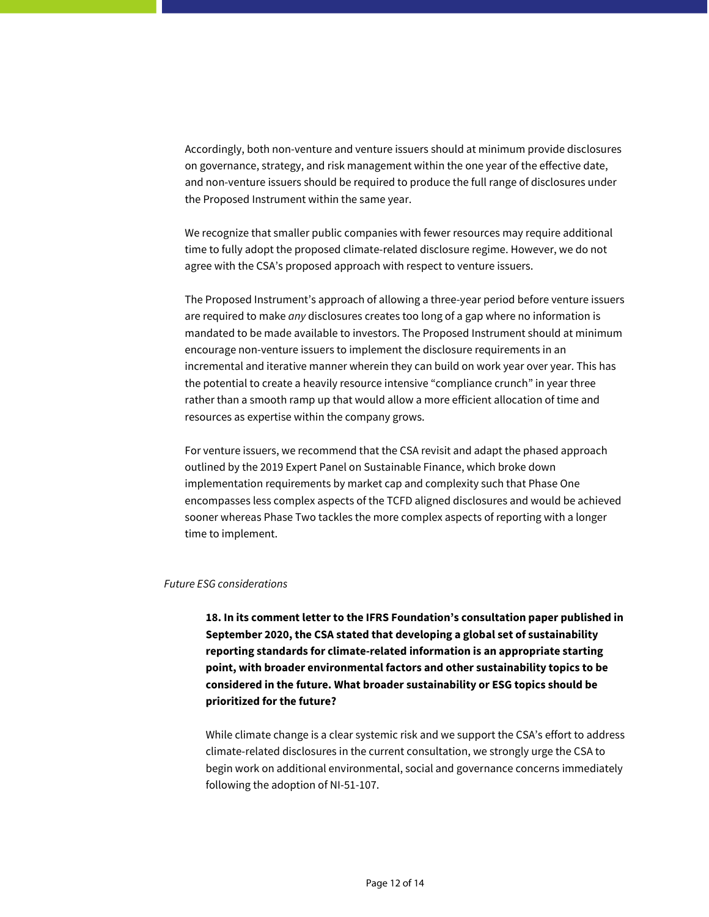Accordingly, both non-venture and venture issuers should at minimum provide disclosures on governance, strategy, and risk management within the one year of the effective date, and non-venture issuers should be required to produce the full range of disclosures under the Proposed Instrument within the same year.

We recognize that smaller public companies with fewer resources may require additional time to fully adopt the proposed climate-related disclosure regime. However, we do not agree with the CSA's proposed approach with respect to venture issuers.

The Proposed Instrument's approach of allowing a three-year period before venture issuers are required to make *any* disclosures creates too long of a gap where no information is mandated to be made available to investors. The Proposed Instrument should at minimum encourage non-venture issuers to implement the disclosure requirements in an incremental and iterative manner wherein they can build on work year over year. This has the potential to create a heavily resource intensive "compliance crunch" in year three rather than a smooth ramp up that would allow a more efficient allocation of time and resources as expertise within the company grows.

For venture issuers, we recommend that the CSA revisit and adapt the phased approach outlined by the 2019 Expert Panel on Sustainable Finance, which broke down implementation requirements by market cap and complexity such that Phase One encompasses less complex aspects of the TCFD aligned disclosures and would be achieved sooner whereas Phase Two tackles the more complex aspects of reporting with a longer time to implement.

*Future ESG considerations*

**18. In its comment letter to the IFRS Foundation's consultation paper published in September 2020, the CSA stated that developing a global set of sustainability reporting standards for climate-related information is an appropriate starting point, with broader environmental factors and other sustainability topics to be considered in the future. What broader sustainability or ESG topics should be prioritized for the future?**

While climate change is a clear systemic risk and we support the CSA's effort to address climate-related disclosures in the current consultation, we strongly urge the CSA to begin work on additional environmental, social and governance concerns immediately following the adoption of NI-51-107.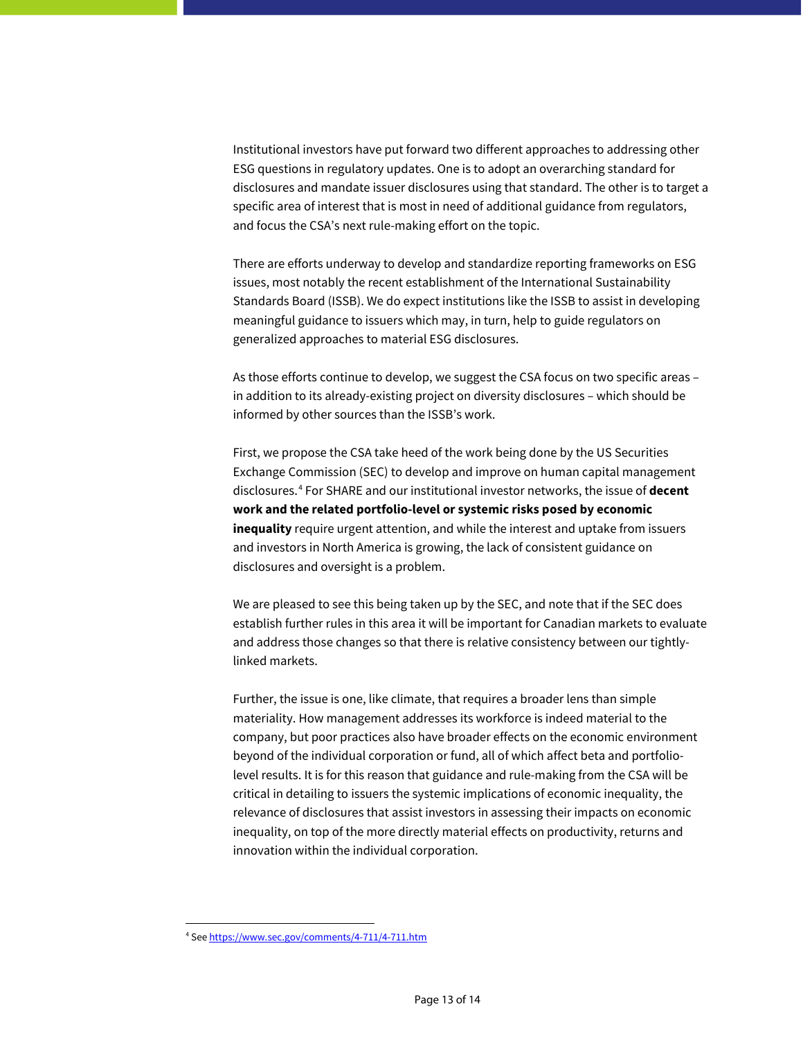Institutional investors have put forward two different approaches to addressing other ESG questions in regulatory updates. One is to adopt an overarching standard for disclosures and mandate issuer disclosures using that standard. The other is to target a specific area of interest that is most in need of additional guidance from regulators, and focus the CSA's next rule-making effort on the topic.

There are efforts underway to develop and standardize reporting frameworks on ESG issues, most notably the recent establishment of the International Sustainability Standards Board (ISSB). We do expect institutions like the ISSB to assist in developing meaningful guidance to issuers which may, in turn, help to guide regulators on generalized approaches to material ESG disclosures.

As those efforts continue to develop, we suggest the CSA focus on two specific areas – in addition to its already-existing project on diversity disclosures – which should be informed by other sources than the ISSB's work.

First, we propose the CSA take heed of the work being done by the US Securities Exchange Commission (SEC) to develop and improve on human capital management disclosures.[4] For SHARE and our institutional investor networks, the issue of **decent work and the related portfolio-level or systemic risks posed by economic inequality** require urgent attention, and while the interest and uptake from issuers and investors in North America is growing, the lack of consistent guidance on disclosures and oversight is a problem.

We are pleased to see this being taken up by the SEC, and note that if the SEC does establish further rules in this area it will be important for Canadian markets to evaluate and address those changes so that there is relative consistency between our tightly-linked markets.

Further, the issue is one, like climate, that requires a broader lens than simple materiality. How management addresses its workforce is indeed material to the company, but poor practices also have broader effects on the economic environment beyond of the individual corporation or fund, all of which affect beta and portfolio-level results. It is for this reason that guidance and rule-making from the CSA will be critical in detailing to issuers the systemic implications of economic inequality, the relevance of disclosures that assist investors in assessing their impacts on economic inequality, on top of the more directly material effects on productivity, returns and innovation within the individual corporation.

---

[4] See https://www.sec.gov/comments/4-711/4-711.htm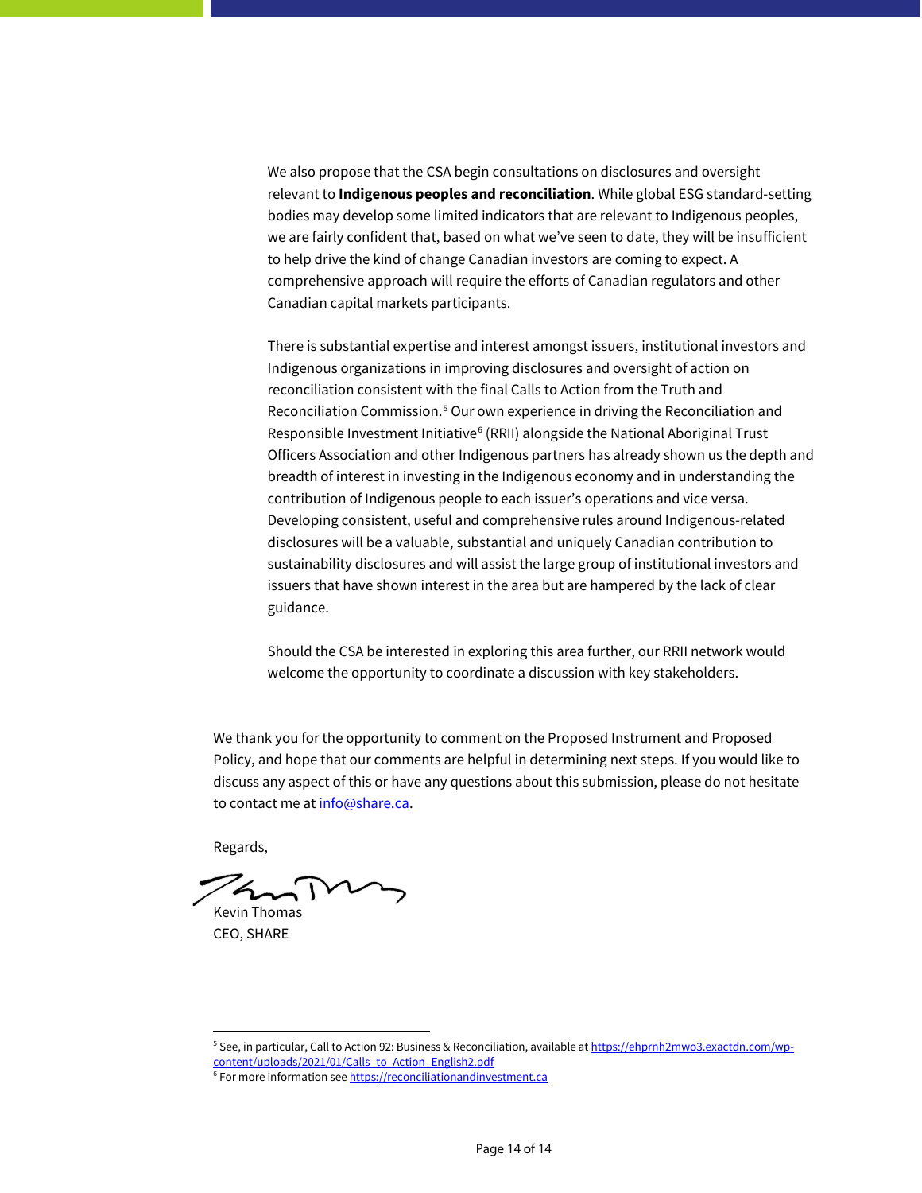We also propose that the CSA begin consultations on disclosures and oversight relevant to **Indigenous peoples and reconciliation**. While global ESG standard-setting bodies may develop some limited indicators that are relevant to Indigenous peoples, we are fairly confident that, based on what we've seen to date, they will be insufficient to help drive the kind of change Canadian investors are coming to expect. A comprehensive approach will require the efforts of Canadian regulators and other Canadian capital markets participants.

There is substantial expertise and interest amongst issuers, institutional investors and Indigenous organizations in improving disclosures and oversight of action on reconciliation consistent with the final Calls to Action from the Truth and Reconciliation Commission.[5] Our own experience in driving the Reconciliation and Responsible Investment Initiative[6] (RRII) alongside the National Aboriginal Trust Officers Association and other Indigenous partners has already shown us the depth and breadth of interest in investing in the Indigenous economy and in understanding the contribution of Indigenous people to each issuer's operations and vice versa. Developing consistent, useful and comprehensive rules around Indigenous-related disclosures will be a valuable, substantial and uniquely Canadian contribution to sustainability disclosures and will assist the large group of institutional investors and issuers that have shown interest in the area but are hampered by the lack of clear guidance.

Should the CSA be interested in exploring this area further, our RRII network would welcome the opportunity to coordinate a discussion with key stakeholders.

We thank you for the opportunity to comment on the Proposed Instrument and Proposed Policy, and hope that our comments are helpful in determining next steps. If you would like to discuss any aspect of this or have any questions about this submission, please do not hesitate to contact me at info@share.ca.

Regards,

Kevin Thomas
CEO, SHARE

---

[5] See, in particular, Call to Action 92: Business & Reconciliation, available at https://ehprnh2mwo3.exactdn.com/wp-content/uploads/2021/01/Calls_to_Action_English2.pdf

[6] For more information see https://reconciliationandinvestment.ca